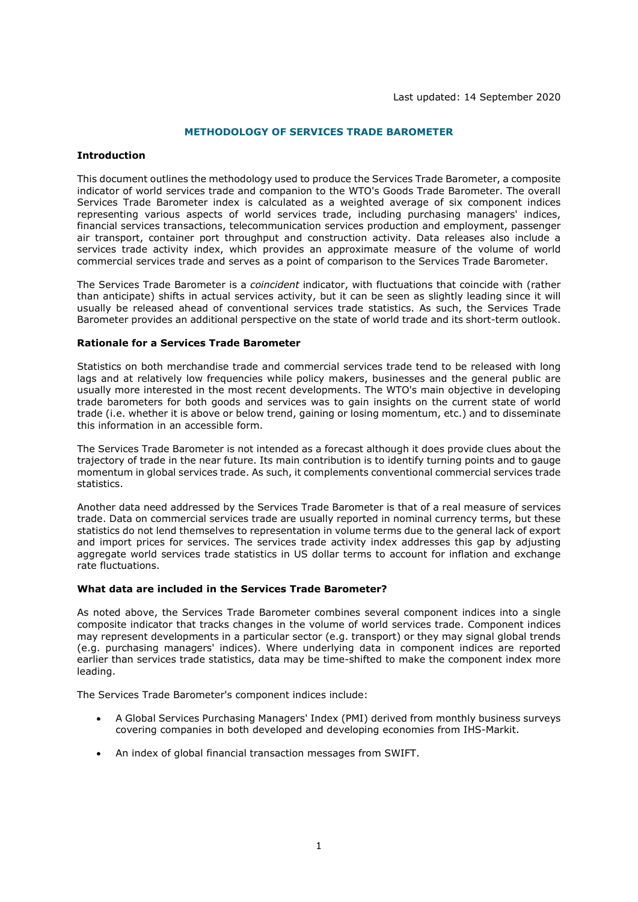Last updated: 14 September 2020

# METHODOLOGY OF SERVICES TRADE BAROMETER

## Introduction

This document outlines the methodology used to produce the Services Trade Barometer, a composite indicator of world services trade and companion to the WTO's Goods Trade Barometer. The overall Services Trade Barometer index is calculated as a weighted average of six component indices representing various aspects of world services trade, including purchasing managers' indices, financial services transactions, telecommunication services production and employment, passenger air transport, container port throughput and construction activity. Data releases also include a services trade activity index, which provides an approximate measure of the volume of world commercial services trade and serves as a point of comparison to the Services Trade Barometer.

The Services Trade Barometer is a *coincident* indicator, with fluctuations that coincide with (rather than anticipate) shifts in actual services activity, but it can be seen as slightly leading since it will usually be released ahead of conventional services trade statistics. As such, the Services Trade Barometer provides an additional perspective on the state of world trade and its short-term outlook.

## Rationale for a Services Trade Barometer

Statistics on both merchandise trade and commercial services trade tend to be released with long lags and at relatively low frequencies while policy makers, businesses and the general public are usually more interested in the most recent developments. The WTO's main objective in developing trade barometers for both goods and services was to gain insights on the current state of world trade (i.e. whether it is above or below trend, gaining or losing momentum, etc.) and to disseminate this information in an accessible form.

The Services Trade Barometer is not intended as a forecast although it does provide clues about the trajectory of trade in the near future. Its main contribution is to identify turning points and to gauge momentum in global services trade. As such, it complements conventional commercial services trade statistics.

Another data need addressed by the Services Trade Barometer is that of a real measure of services trade. Data on commercial services trade are usually reported in nominal currency terms, but these statistics do not lend themselves to representation in volume terms due to the general lack of export and import prices for services. The services trade activity index addresses this gap by adjusting aggregate world services trade statistics in US dollar terms to account for inflation and exchange rate fluctuations.

## What data are included in the Services Trade Barometer?

As noted above, the Services Trade Barometer combines several component indices into a single composite indicator that tracks changes in the volume of world services trade. Component indices may represent developments in a particular sector (e.g. transport) or they may signal global trends (e.g. purchasing managers' indices). Where underlying data in component indices are reported earlier than services trade statistics, data may be time-shifted to make the component index more leading.

The Services Trade Barometer's component indices include:

- A Global Services Purchasing Managers' Index (PMI) derived from monthly business surveys covering companies in both developed and developing economies from IHS-Markit.
- An index of global financial transaction messages from SWIFT.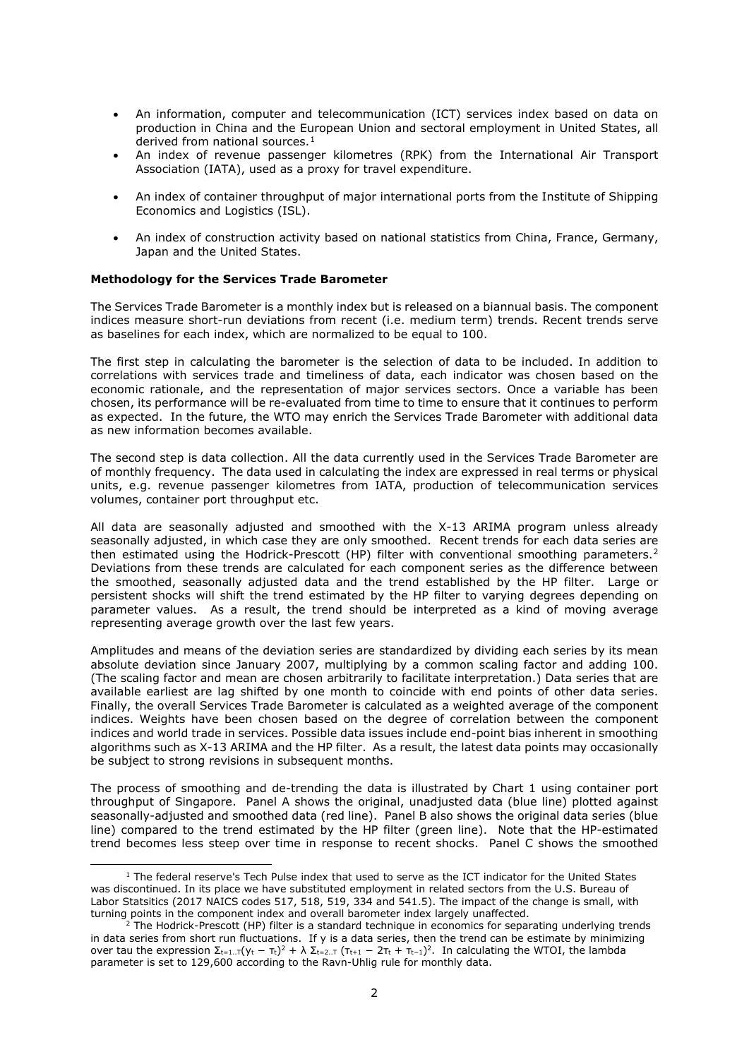- An information, computer and telecommunication (ICT) services index based on data on production in China and the European Union and sectoral employment in United States, all derived from national sources.[1]
- An index of revenue passenger kilometres (RPK) from the International Air Transport Association (IATA), used as a proxy for travel expenditure.
- An index of container throughput of major international ports from the Institute of Shipping Economics and Logistics (ISL).
- An index of construction activity based on national statistics from China, France, Germany, Japan and the United States.

**Methodology for the Services Trade Barometer**

The Services Trade Barometer is a monthly index but is released on a biannual basis. The component indices measure short-run deviations from recent (i.e. medium term) trends. Recent trends serve as baselines for each index, which are normalized to be equal to 100.

The first step in calculating the barometer is the selection of data to be included. In addition to correlations with services trade and timeliness of data, each indicator was chosen based on the economic rationale, and the representation of major services sectors. Once a variable has been chosen, its performance will be re-evaluated from time to time to ensure that it continues to perform as expected. In the future, the WTO may enrich the Services Trade Barometer with additional data as new information becomes available.

The second step is data collection. All the data currently used in the Services Trade Barometer are of monthly frequency. The data used in calculating the index are expressed in real terms or physical units, e.g. revenue passenger kilometres from IATA, production of telecommunication services volumes, container port throughput etc.

All data are seasonally adjusted and smoothed with the X-13 ARIMA program unless already seasonally adjusted, in which case they are only smoothed. Recent trends for each data series are then estimated using the Hodrick-Prescott (HP) filter with conventional smoothing parameters.[2] Deviations from these trends are calculated for each component series as the difference between the smoothed, seasonally adjusted data and the trend established by the HP filter. Large or persistent shocks will shift the trend estimated by the HP filter to varying degrees depending on parameter values. As a result, the trend should be interpreted as a kind of moving average representing average growth over the last few years.

Amplitudes and means of the deviation series are standardized by dividing each series by its mean absolute deviation since January 2007, multiplying by a common scaling factor and adding 100. (The scaling factor and mean are chosen arbitrarily to facilitate interpretation.) Data series that are available earliest are lag shifted by one month to coincide with end points of other data series. Finally, the overall Services Trade Barometer is calculated as a weighted average of the component indices. Weights have been chosen based on the degree of correlation between the component indices and world trade in services. Possible data issues include end-point bias inherent in smoothing algorithms such as X-13 ARIMA and the HP filter. As a result, the latest data points may occasionally be subject to strong revisions in subsequent months.

The process of smoothing and de-trending the data is illustrated by Chart 1 using container port throughput of Singapore. Panel A shows the original, unadjusted data (blue line) plotted against seasonally-adjusted and smoothed data (red line). Panel B also shows the original data series (blue line) compared to the trend estimated by the HP filter (green line). Note that the HP-estimated trend becomes less steep over time in response to recent shocks. Panel C shows the smoothed

---

[1] The federal reserve's Tech Pulse index that used to serve as the ICT indicator for the United States was discontinued. In its place we have substituted employment in related sectors from the U.S. Bureau of Labor Statsitics (2017 NAICS codes 517, 518, 519, 334 and 541.5). The impact of the change is small, with turning points in the component index and overall barometer index largely unaffected.

[2] The Hodrick-Prescott (HP) filter is a standard technique in economics for separating underlying trends in data series from short run fluctuations. If y is a data series, then the trend can be estimate by minimizing over tau the expression $\Sigma_{t=1..T}(y_t - \tau_t)^2 + \lambda \, \Sigma_{t=2..T} (\tau_{t+1} - 2\tau_t + \tau_{t-1})^2$. In calculating the WTOI, the lambda parameter is set to 129,600 according to the Ravn-Uhlig rule for monthly data.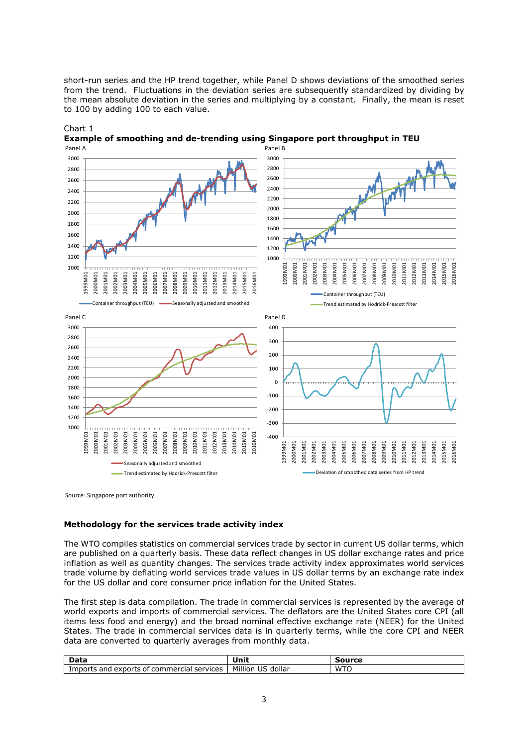short-run series and the HP trend together, while Panel D shows deviations of the smoothed series from the trend. Fluctuations in the deviation series are subsequently standardized by dividing by the mean absolute deviation in the series and multiplying by a constant. Finally, the mean is reset to 100 by adding 100 to each value.

Chart 1
**Example of smoothing and de-trending using Singapore port throughput in TEU**

Source: Singapore port authority.

### Methodology for the services trade activity index

The WTO compiles statistics on commercial services trade by sector in current US dollar terms, which are published on a quarterly basis. These data reflect changes in US dollar exchange rates and price inflation as well as quantity changes. The services trade activity index approximates world services trade volume by deflating world services trade values in US dollar terms by an exchange rate index for the US dollar and core consumer price inflation for the United States.

The first step is data compilation. The trade in commercial services is represented by the average of world exports and imports of commercial services. The deflators are the United States core CPI (all items less food and energy) and the broad nominal effective exchange rate (NEER) for the United States. The trade in commercial services data is in quarterly terms, while the core CPI and NEER data are converted to quarterly averages from monthly data.

| Data | Unit | Source |
| --- | --- | --- |
| Imports and exports of commercial services | Million US dollar | WTO |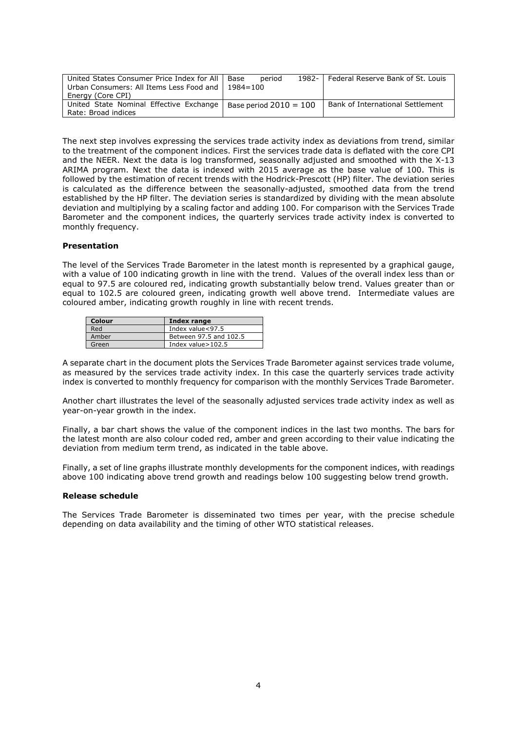| United States Consumer Price Index for All Urban Consumers: All Items Less Food and Energy (Core CPI) | Base period 1982-1984=100 | Federal Reserve Bank of St. Louis |
|---|---|---|
| United State Nominal Effective Exchange Rate: Broad indices | Base period 2010 = 100 | Bank of International Settlement |

The next step involves expressing the services trade activity index as deviations from trend, similar to the treatment of the component indices. First the services trade data is deflated with the core CPI and the NEER. Next the data is log transformed, seasonally adjusted and smoothed with the X-13 ARIMA program. Next the data is indexed with 2015 average as the base value of 100. This is followed by the estimation of recent trends with the Hodrick-Prescott (HP) filter. The deviation series is calculated as the difference between the seasonally-adjusted, smoothed data from the trend established by the HP filter. The deviation series is standardized by dividing with the mean absolute deviation and multiplying by a scaling factor and adding 100. For comparison with the Services Trade Barometer and the component indices, the quarterly services trade activity index is converted to monthly frequency.

**Presentation**

The level of the Services Trade Barometer in the latest month is represented by a graphical gauge, with a value of 100 indicating growth in line with the trend. Values of the overall index less than or equal to 97.5 are coloured red, indicating growth substantially below trend. Values greater than or equal to 102.5 are coloured green, indicating growth well above trend. Intermediate values are coloured amber, indicating growth roughly in line with recent trends.

| Colour | Index range |
|---|---|
| Red | Index value<97.5 |
| Amber | Between 97.5 and 102.5 |
| Green | Index value>102.5 |

A separate chart in the document plots the Services Trade Barometer against services trade volume, as measured by the services trade activity index. In this case the quarterly services trade activity index is converted to monthly frequency for comparison with the monthly Services Trade Barometer.

Another chart illustrates the level of the seasonally adjusted services trade activity index as well as year-on-year growth in the index.

Finally, a bar chart shows the value of the component indices in the last two months. The bars for the latest month are also colour coded red, amber and green according to their value indicating the deviation from medium term trend, as indicated in the table above.

Finally, a set of line graphs illustrate monthly developments for the component indices, with readings above 100 indicating above trend growth and readings below 100 suggesting below trend growth.

**Release schedule**

The Services Trade Barometer is disseminated two times per year, with the precise schedule depending on data availability and the timing of other WTO statistical releases.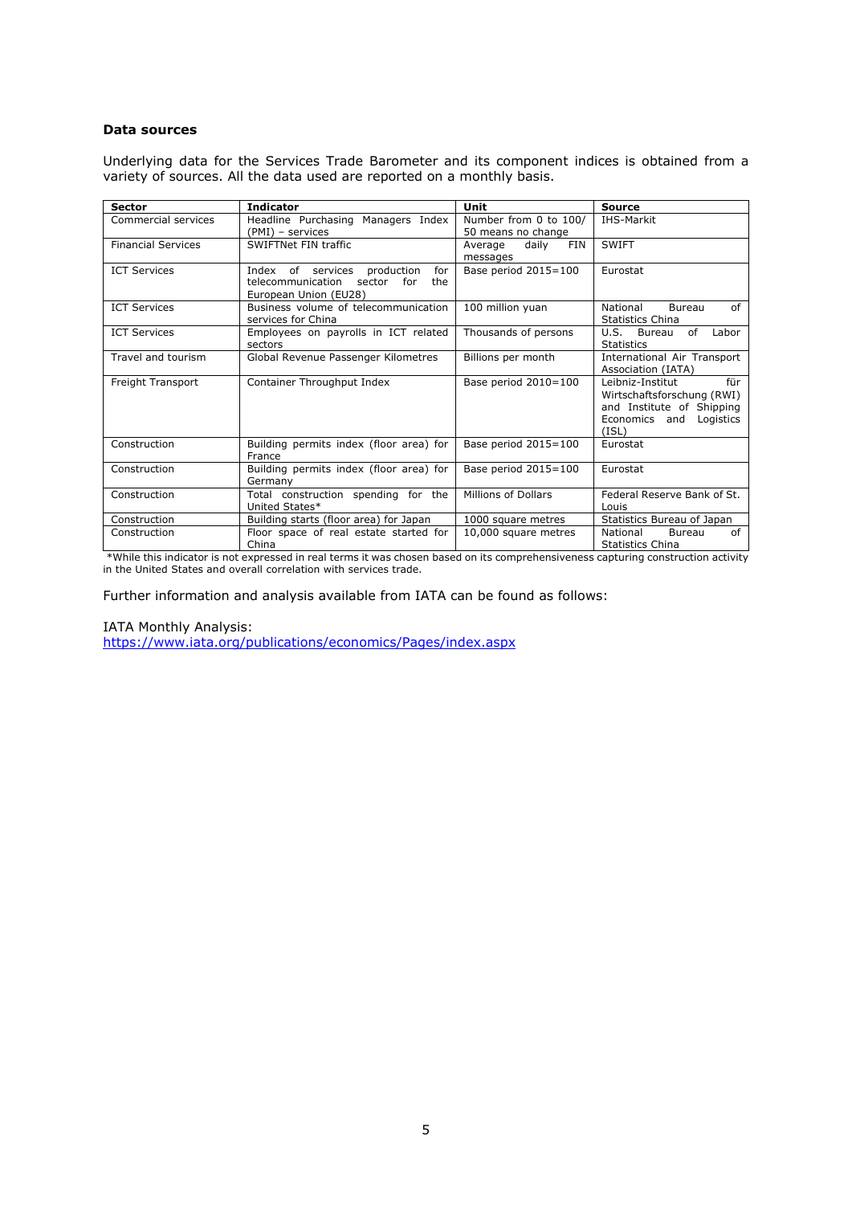### Data sources

Underlying data for the Services Trade Barometer and its component indices is obtained from a variety of sources. All the data used are reported on a monthly basis.

| Sector | Indicator | Unit | Source |
| --- | --- | --- | --- |
| Commercial services | Headline Purchasing Managers Index (PMI) – services | Number from 0 to 100/ 50 means no change | IHS-Markit |
| Financial Services | SWIFTNet FIN traffic | Average daily FIN messages | SWIFT |
| ICT Services | Index of services production for telecommunication sector for the European Union (EU28) | Base period 2015=100 | Eurostat |
| ICT Services | Business volume of telecommunication services for China | 100 million yuan | National Bureau of Statistics China |
| ICT Services | Employees on payrolls in ICT related sectors | Thousands of persons | U.S. Bureau of Labor Statistics |
| Travel and tourism | Global Revenue Passenger Kilometres | Billions per month | International Air Transport Association (IATA) |
| Freight Transport | Container Throughput Index | Base period 2010=100 | Leibniz-Institut für Wirtschaftsforschung (RWI) and Institute of Shipping Economics and Logistics (ISL) |
| Construction | Building permits index (floor area) for France | Base period 2015=100 | Eurostat |
| Construction | Building permits index (floor area) for Germany | Base period 2015=100 | Eurostat |
| Construction | Total construction spending for the United States* | Millions of Dollars | Federal Reserve Bank of St. Louis |
| Construction | Building starts (floor area) for Japan | 1000 square metres | Statistics Bureau of Japan |
| Construction | Floor space of real estate started for China | 10,000 square metres | National Bureau of Statistics China |

*While this indicator is not expressed in real terms it was chosen based on its comprehensiveness capturing construction activity in the United States and overall correlation with services trade.

Further information and analysis available from IATA can be found as follows:

IATA Monthly Analysis:
https://www.iata.org/publications/economics/Pages/index.aspx